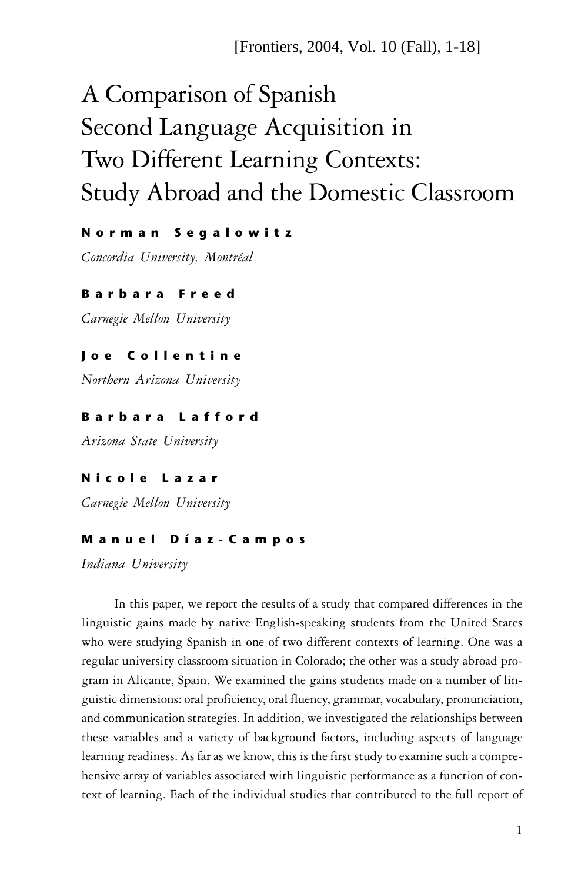# A Comparison of Spanish Second Language Acquisition in Two Different Learning Contexts: Study Abroad and the Domestic Classroom

**Norman Segalowitz**

*Concordia University, Montréal*

**Barbara Freed**

*Carnegie Mellon University*

**Joe Collentine**

*Northern Arizona University*

**Barbara Lafford**

*Arizona State University*

**Nicole Lazar**

*Carnegie Mellon University*

**Manuel Díaz-Campos**

*Indiana University*

In this paper, we report the results of a study that compared differences in the linguistic gains made by native English-speaking students from the United States who were studying Spanish in one of two different contexts of learning. One was a regular university classroom situation in Colorado; the other was a study abroad program in Alicante, Spain. We examined the gains students made on a number of linguistic dimensions: oral proficiency, oral fluency, grammar, vocabulary, pronunciation, and communication strategies. In addition, we investigated the relationships between these variables and a variety of background factors, including aspects of language learning readiness. As far as we know, this is the first study to examine such a comprehensive array of variables associated with linguistic performance as a function of context of learning. Each of the individual studies that contributed to the full report of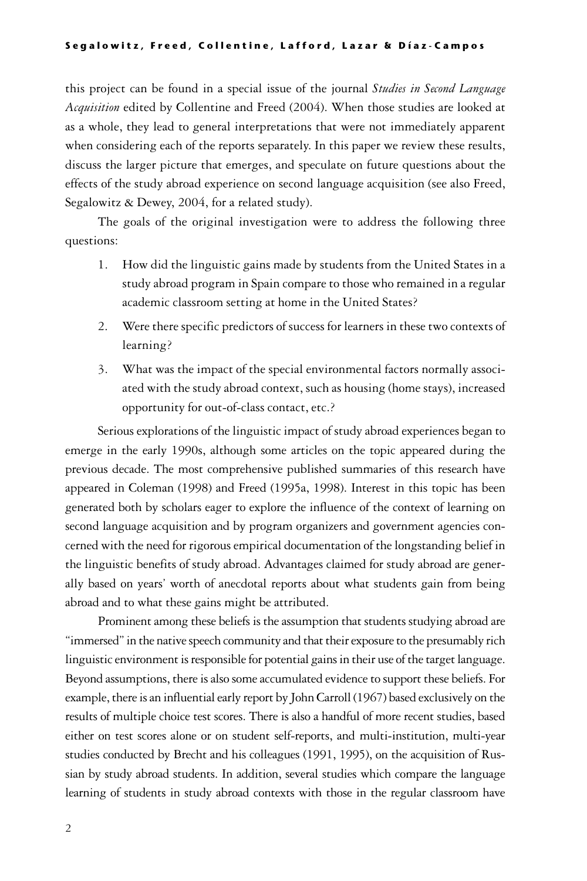this project can be found in a special issue of the journal *Studies in Second Language Acquisition* edited by Collentine and Freed (2004). When those studies are looked at as a whole, they lead to general interpretations that were not immediately apparent when considering each of the reports separately. In this paper we review these results, discuss the larger picture that emerges, and speculate on future questions about the effects of the study abroad experience on second language acquisition (see also Freed, Segalowitz & Dewey, 2004, for a related study).

The goals of the original investigation were to address the following three questions:

1. How did the linguistic gains made by students from the United States in a study abroad program in Spain compare to those who remained in a regular academic classroom setting at home in the United States?
2. Were there specific predictors of success for learners in these two contexts of learning?
3. What was the impact of the special environmental factors normally associated with the study abroad context, such as housing (home stays), increased opportunity for out-of-class contact, etc.?

Serious explorations of the linguistic impact of study abroad experiences began to emerge in the early 1990s, although some articles on the topic appeared during the previous decade. The most comprehensive published summaries of this research have appeared in Coleman (1998) and Freed (1995a, 1998). Interest in this topic has been generated both by scholars eager to explore the influence of the context of learning on second language acquisition and by program organizers and government agencies concerned with the need for rigorous empirical documentation of the longstanding belief in the linguistic benefits of study abroad. Advantages claimed for study abroad are generally based on years' worth of anecdotal reports about what students gain from being abroad and to what these gains might be attributed.

Prominent among these beliefs is the assumption that students studying abroad are "immersed" in the native speech community and that their exposure to the presumably rich linguistic environment is responsible for potential gains in their use of the target language. Beyond assumptions, there is also some accumulated evidence to support these beliefs. For example, there is an influential early report by John Carroll (1967) based exclusively on the results of multiple choice test scores. There is also a handful of more recent studies, based either on test scores alone or on student self-reports, and multi-institution, multi-year studies conducted by Brecht and his colleagues (1991, 1995), on the acquisition of Russian by study abroad students. In addition, several studies which compare the language learning of students in study abroad contexts with those in the regular classroom have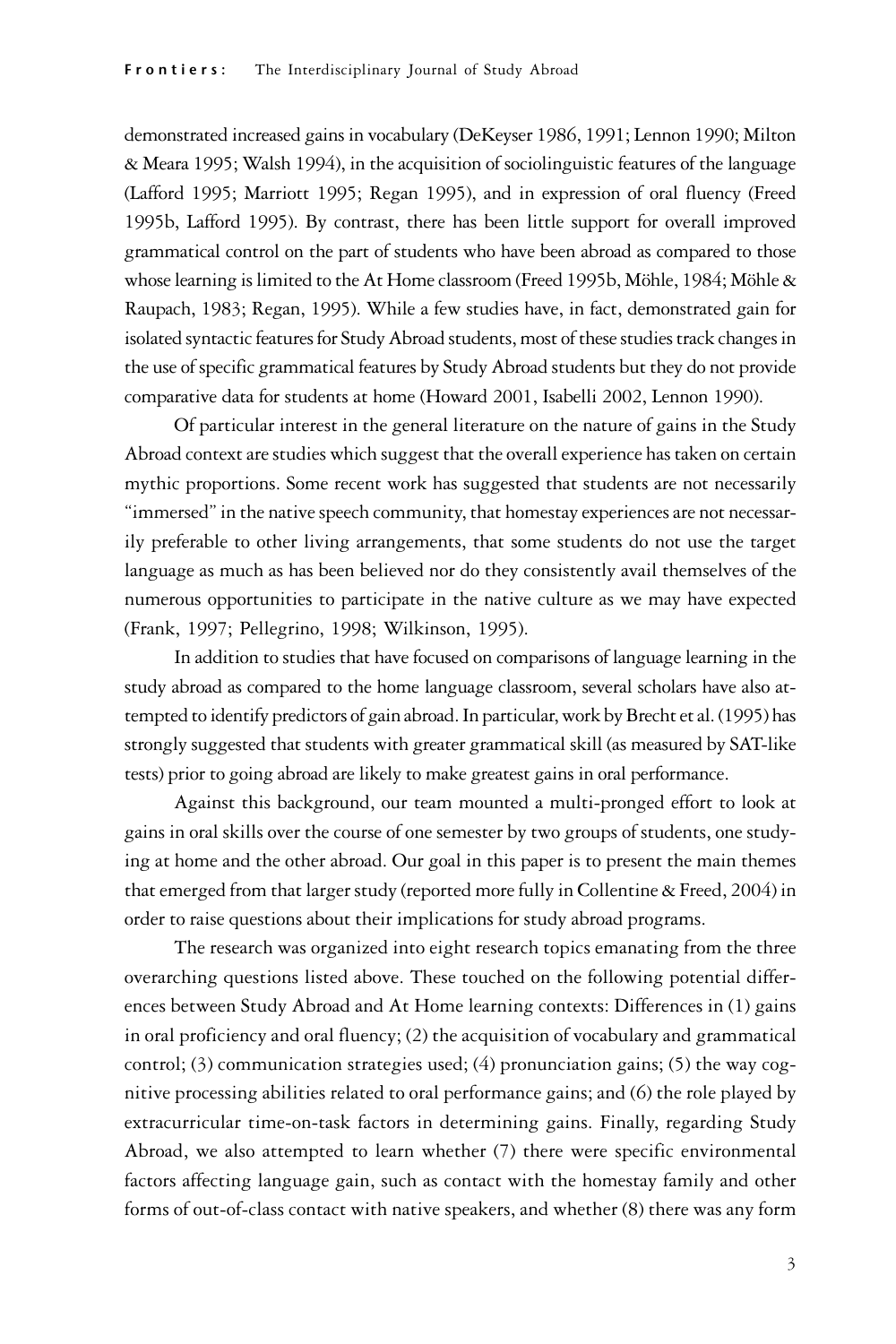demonstrated increased gains in vocabulary (DeKeyser 1986, 1991; Lennon 1990; Milton & Meara 1995; Walsh 1994), in the acquisition of sociolinguistic features of the language (Lafford 1995; Marriott 1995; Regan 1995), and in expression of oral fluency (Freed 1995b, Lafford 1995). By contrast, there has been little support for overall improved grammatical control on the part of students who have been abroad as compared to those whose learning is limited to the At Home classroom (Freed 1995b, Möhle, 1984; Möhle & Raupach, 1983; Regan, 1995). While a few studies have, in fact, demonstrated gain for isolated syntactic features for Study Abroad students, most of these studies track changes in the use of specific grammatical features by Study Abroad students but they do not provide comparative data for students at home (Howard 2001, Isabelli 2002, Lennon 1990).

Of particular interest in the general literature on the nature of gains in the Study Abroad context are studies which suggest that the overall experience has taken on certain mythic proportions. Some recent work has suggested that students are not necessarily "immersed" in the native speech community, that homestay experiences are not necessarily preferable to other living arrangements, that some students do not use the target language as much as has been believed nor do they consistently avail themselves of the numerous opportunities to participate in the native culture as we may have expected (Frank, 1997; Pellegrino, 1998; Wilkinson, 1995).

In addition to studies that have focused on comparisons of language learning in the study abroad as compared to the home language classroom, several scholars have also attempted to identify predictors of gain abroad. In particular, work by Brecht et al. (1995) has strongly suggested that students with greater grammatical skill (as measured by SAT-like tests) prior to going abroad are likely to make greatest gains in oral performance.

Against this background, our team mounted a multi-pronged effort to look at gains in oral skills over the course of one semester by two groups of students, one studying at home and the other abroad. Our goal in this paper is to present the main themes that emerged from that larger study (reported more fully in Collentine & Freed, 2004) in order to raise questions about their implications for study abroad programs.

The research was organized into eight research topics emanating from the three overarching questions listed above. These touched on the following potential differences between Study Abroad and At Home learning contexts: Differences in (1) gains in oral proficiency and oral fluency; (2) the acquisition of vocabulary and grammatical control; (3) communication strategies used; (4) pronunciation gains; (5) the way cognitive processing abilities related to oral performance gains; and (6) the role played by extracurricular time-on-task factors in determining gains. Finally, regarding Study Abroad, we also attempted to learn whether (7) there were specific environmental factors affecting language gain, such as contact with the homestay family and other forms of out-of-class contact with native speakers, and whether (8) there was any form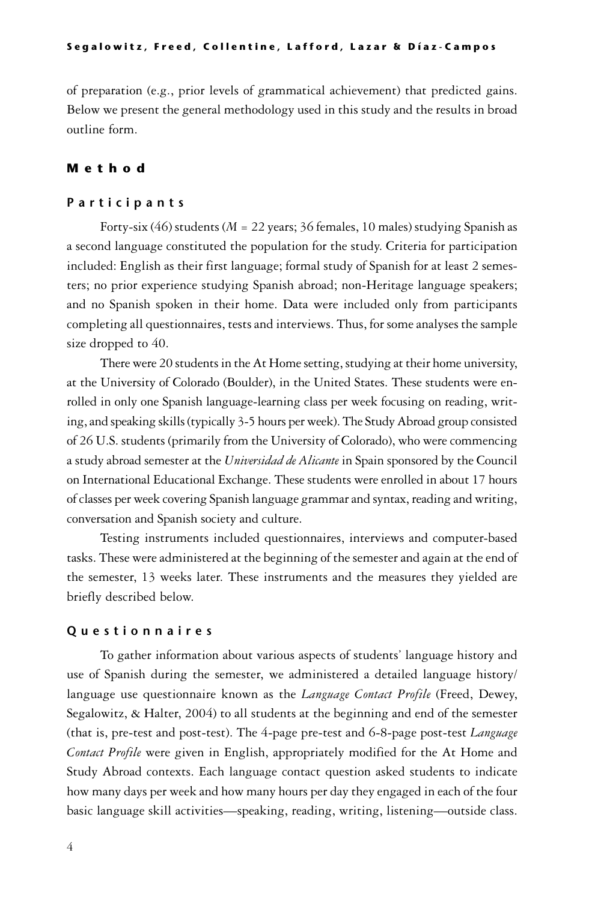of preparation (e.g., prior levels of grammatical achievement) that predicted gains. Below we present the general methodology used in this study and the results in broad outline form.

## Method

### Participants

Forty-six (46) students ($M$ = 22 years; 36 females, 10 males) studying Spanish as a second language constituted the population for the study. Criteria for participation included: English as their first language; formal study of Spanish for at least 2 semesters; no prior experience studying Spanish abroad; non-Heritage language speakers; and no Spanish spoken in their home. Data were included only from participants completing all questionnaires, tests and interviews. Thus, for some analyses the sample size dropped to 40.

There were 20 students in the At Home setting, studying at their home university, at the University of Colorado (Boulder), in the United States. These students were enrolled in only one Spanish language-learning class per week focusing on reading, writing, and speaking skills (typically 3-5 hours per week). The Study Abroad group consisted of 26 U.S. students (primarily from the University of Colorado), who were commencing a study abroad semester at the *Universidad de Alicante* in Spain sponsored by the Council on International Educational Exchange. These students were enrolled in about 17 hours of classes per week covering Spanish language grammar and syntax, reading and writing, conversation and Spanish society and culture.

Testing instruments included questionnaires, interviews and computer-based tasks. These were administered at the beginning of the semester and again at the end of the semester, 13 weeks later. These instruments and the measures they yielded are briefly described below.

### Questionnaires

To gather information about various aspects of students' language history and use of Spanish during the semester, we administered a detailed language history/ language use questionnaire known as the *Language Contact Profile* (Freed, Dewey, Segalowitz, & Halter, 2004) to all students at the beginning and end of the semester (that is, pre-test and post-test). The 4-page pre-test and 6-8-page post-test *Language Contact Profile* were given in English, appropriately modified for the At Home and Study Abroad contexts. Each language contact question asked students to indicate how many days per week and how many hours per day they engaged in each of the four basic language skill activities—speaking, reading, writing, listening—outside class.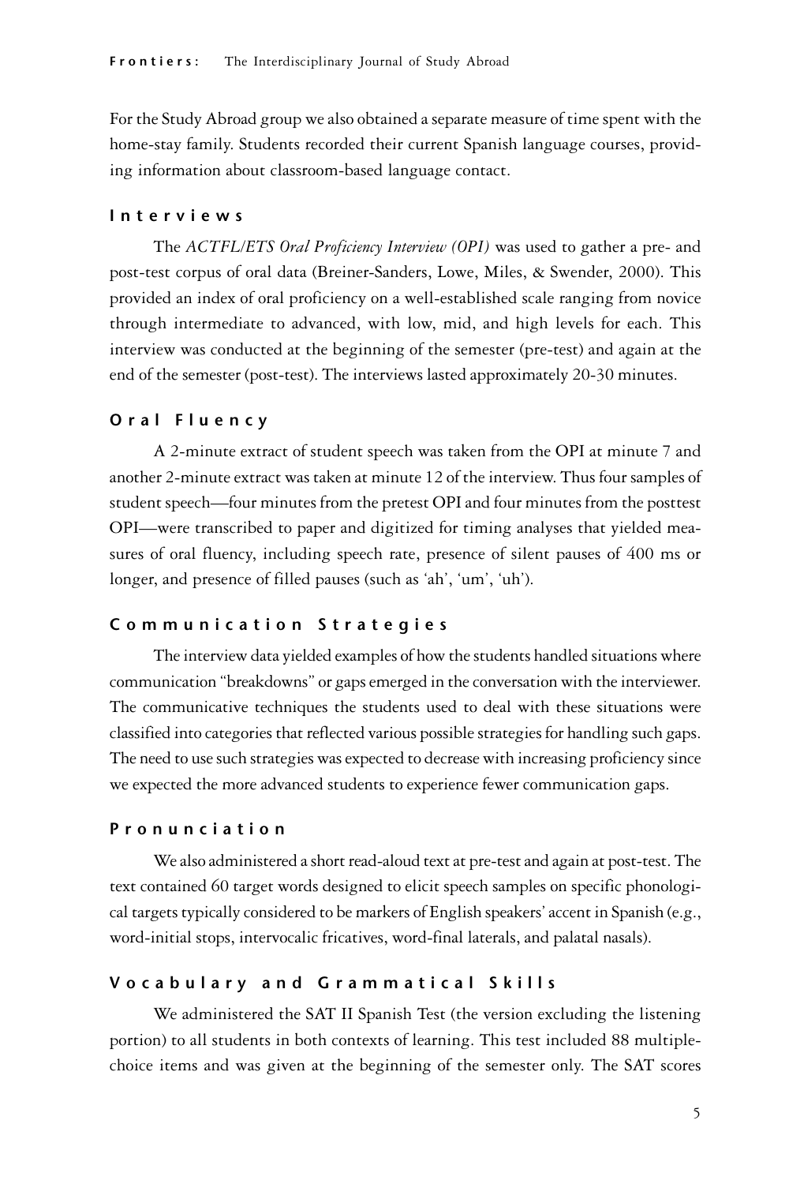For the Study Abroad group we also obtained a separate measure of time spent with the home-stay family. Students recorded their current Spanish language courses, providing information about classroom-based language contact.

### Interviews

The *ACTFL/ETS Oral Proficiency Interview (OPI)* was used to gather a pre- and post-test corpus of oral data (Breiner-Sanders, Lowe, Miles, & Swender, 2000). This provided an index of oral proficiency on a well-established scale ranging from novice through intermediate to advanced, with low, mid, and high levels for each. This interview was conducted at the beginning of the semester (pre-test) and again at the end of the semester (post-test). The interviews lasted approximately 20-30 minutes.

### Oral Fluency

A 2-minute extract of student speech was taken from the OPI at minute 7 and another 2-minute extract was taken at minute 12 of the interview. Thus four samples of student speech—four minutes from the pretest OPI and four minutes from the posttest OPI—were transcribed to paper and digitized for timing analyses that yielded measures of oral fluency, including speech rate, presence of silent pauses of 400 ms or longer, and presence of filled pauses (such as 'ah', 'um', 'uh').

### Communication Strategies

The interview data yielded examples of how the students handled situations where communication "breakdowns" or gaps emerged in the conversation with the interviewer. The communicative techniques the students used to deal with these situations were classified into categories that reflected various possible strategies for handling such gaps. The need to use such strategies was expected to decrease with increasing proficiency since we expected the more advanced students to experience fewer communication gaps.

### Pronunciation

We also administered a short read-aloud text at pre-test and again at post-test. The text contained 60 target words designed to elicit speech samples on specific phonological targets typically considered to be markers of English speakers' accent in Spanish (e.g., word-initial stops, intervocalic fricatives, word-final laterals, and palatal nasals).

### Vocabulary and Grammatical Skills

We administered the SAT II Spanish Test (the version excluding the listening portion) to all students in both contexts of learning. This test included 88 multiple-choice items and was given at the beginning of the semester only. The SAT scores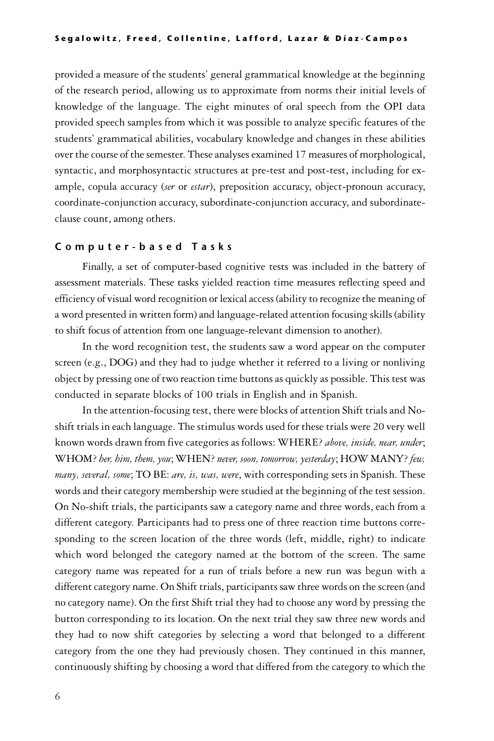provided a measure of the students' general grammatical knowledge at the beginning of the research period, allowing us to approximate from norms their initial levels of knowledge of the language. The eight minutes of oral speech from the OPI data provided speech samples from which it was possible to analyze specific features of the students' grammatical abilities, vocabulary knowledge and changes in these abilities over the course of the semester. These analyses examined 17 measures of morphological, syntactic, and morphosyntactic structures at pre-test and post-test, including for example, copula accuracy (*ser* or *estar*), preposition accuracy, object-pronoun accuracy, coordinate-conjunction accuracy, subordinate-conjunction accuracy, and subordinate-clause count, among others.

### Computer-based Tasks

Finally, a set of computer-based cognitive tests was included in the battery of assessment materials. These tasks yielded reaction time measures reflecting speed and efficiency of visual word recognition or lexical access (ability to recognize the meaning of a word presented in written form) and language-related attention focusing skills (ability to shift focus of attention from one language-relevant dimension to another).

In the word recognition test, the students saw a word appear on the computer screen (e.g., DOG) and they had to judge whether it referred to a living or nonliving object by pressing one of two reaction time buttons as quickly as possible. This test was conducted in separate blocks of 100 trials in English and in Spanish.

In the attention-focusing test, there were blocks of attention Shift trials and No-shift trials in each language. The stimulus words used for these trials were 20 very well known words drawn from five categories as follows: WHERE? *above, inside, near, under*; WHOM? *her, him, them, you*; WHEN? *never, soon, tomorrow, yesterday*; HOW MANY? *few, many, several, some*; TO BE: *are, is, was, were*, with corresponding sets in Spanish. These words and their category membership were studied at the beginning of the test session. On No-shift trials, the participants saw a category name and three words, each from a different category. Participants had to press one of three reaction time buttons corresponding to the screen location of the three words (left, middle, right) to indicate which word belonged the category named at the bottom of the screen. The same category name was repeated for a run of trials before a new run was begun with a different category name. On Shift trials, participants saw three words on the screen (and no category name). On the first Shift trial they had to choose any word by pressing the button corresponding to its location. On the next trial they saw three new words and they had to now shift categories by selecting a word that belonged to a different category from the one they had previously chosen. They continued in this manner, continuously shifting by choosing a word that differed from the category to which the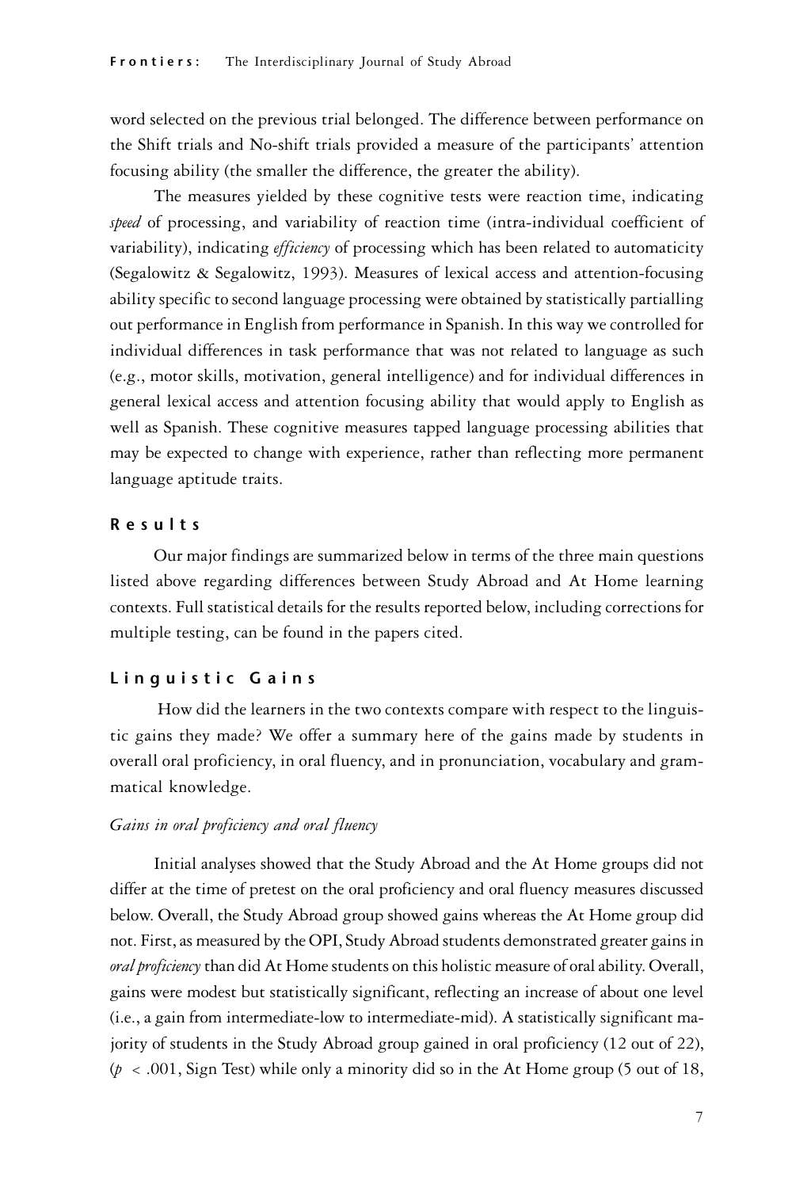word selected on the previous trial belonged. The difference between performance on the Shift trials and No-shift trials provided a measure of the participants' attention focusing ability (the smaller the difference, the greater the ability).

The measures yielded by these cognitive tests were reaction time, indicating *speed* of processing, and variability of reaction time (intra-individual coefficient of variability), indicating *efficiency* of processing which has been related to automaticity (Segalowitz & Segalowitz, 1993). Measures of lexical access and attention-focusing ability specific to second language processing were obtained by statistically partialling out performance in English from performance in Spanish. In this way we controlled for individual differences in task performance that was not related to language as such (e.g., motor skills, motivation, general intelligence) and for individual differences in general lexical access and attention focusing ability that would apply to English as well as Spanish. These cognitive measures tapped language processing abilities that may be expected to change with experience, rather than reflecting more permanent language aptitude traits.

## Results

Our major findings are summarized below in terms of the three main questions listed above regarding differences between Study Abroad and At Home learning contexts. Full statistical details for the results reported below, including corrections for multiple testing, can be found in the papers cited.

## Linguistic Gains

How did the learners in the two contexts compare with respect to the linguistic gains they made? We offer a summary here of the gains made by students in overall oral proficiency, in oral fluency, and in pronunciation, vocabulary and grammatical knowledge.

### *Gains in oral proficiency and oral fluency*

Initial analyses showed that the Study Abroad and the At Home groups did not differ at the time of pretest on the oral proficiency and oral fluency measures discussed below. Overall, the Study Abroad group showed gains whereas the At Home group did not. First, as measured by the OPI, Study Abroad students demonstrated greater gains in *oral proficiency* than did At Home students on this holistic measure of oral ability. Overall, gains were modest but statistically significant, reflecting an increase of about one level (i.e., a gain from intermediate-low to intermediate-mid). A statistically significant majority of students in the Study Abroad group gained in oral proficiency (12 out of 22), ($p < .001$, Sign Test) while only a minority did so in the At Home group (5 out of 18,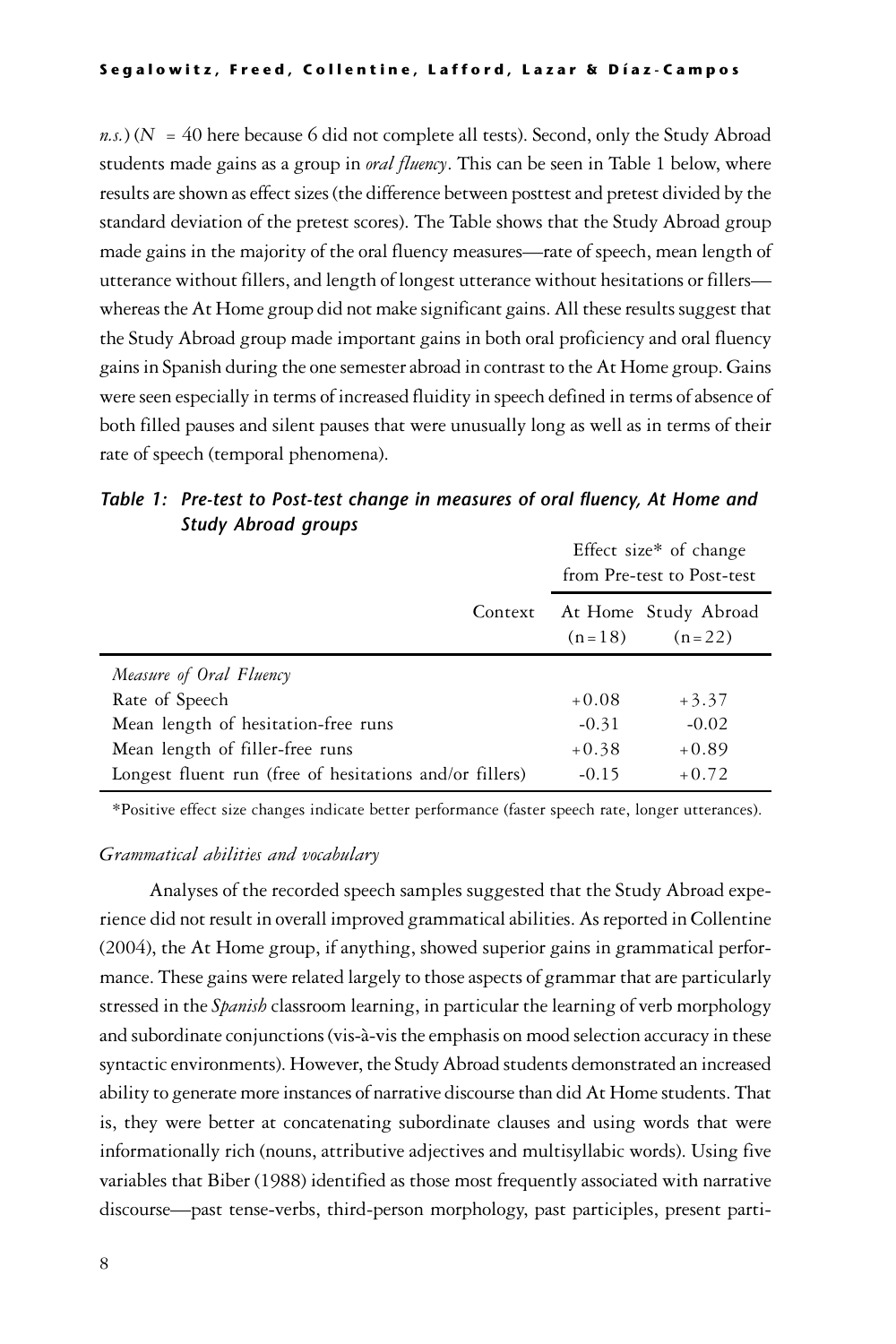*n.s.*) ($N$ = 40 here because 6 did not complete all tests). Second, only the Study Abroad students made gains as a group in *oral fluency*. This can be seen in Table 1 below, where results are shown as effect sizes (the difference between posttest and pretest divided by the standard deviation of the pretest scores). The Table shows that the Study Abroad group made gains in the majority of the oral fluency measures—rate of speech, mean length of utterance without fillers, and length of longest utterance without hesitations or fillers—whereas the At Home group did not make significant gains. All these results suggest that the Study Abroad group made important gains in both oral proficiency and oral fluency gains in Spanish during the one semester abroad in contrast to the At Home group. Gains were seen especially in terms of increased fluidity in speech defined in terms of absence of both filled pauses and silent pauses that were unusually long as well as in terms of their rate of speech (temporal phenomena).

***Table 1: Pre-test to Post-test change in measures of oral fluency, At Home and Study Abroad groups***

| | Effect size* of change from Pre-test to Post-test | |
|---|---|---|
| Context | At Home (n = 18) | Study Abroad (n = 22) |
| *Measure of Oral Fluency* | | |
| Rate of Speech | +0.08 | +3.37 |
| Mean length of hesitation-free runs | -0.31 | -0.02 |
| Mean length of filler-free runs | +0.38 | +0.89 |
| Longest fluent run (free of hesitations and/or fillers) | -0.15 | +0.72 |

*Positive effect size changes indicate better performance (faster speech rate, longer utterances).

### *Grammatical abilities and vocabulary*

Analyses of the recorded speech samples suggested that the Study Abroad experience did not result in overall improved grammatical abilities. As reported in Collentine (2004), the At Home group, if anything, showed superior gains in grammatical performance. These gains were related largely to those aspects of grammar that are particularly stressed in the *Spanish* classroom learning, in particular the learning of verb morphology and subordinate conjunctions (vis-à-vis the emphasis on mood selection accuracy in these syntactic environments). However, the Study Abroad students demonstrated an increased ability to generate more instances of narrative discourse than did At Home students. That is, they were better at concatenating subordinate clauses and using words that were informationally rich (nouns, attributive adjectives and multisyllabic words). Using five variables that Biber (1988) identified as those most frequently associated with narrative discourse—past tense-verbs, third-person morphology, past participles, present parti-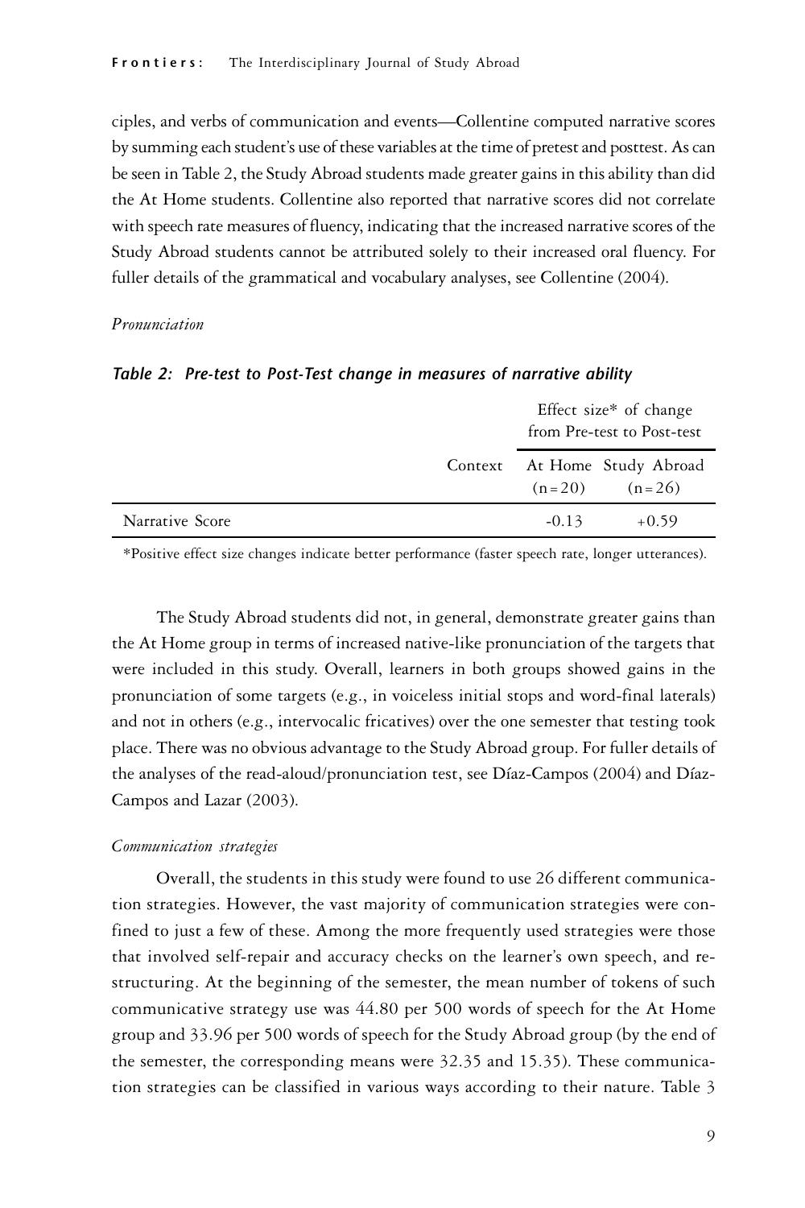ciples, and verbs of communication and events—Collentine computed narrative scores by summing each student's use of these variables at the time of pretest and posttest. As can be seen in Table 2, the Study Abroad students made greater gains in this ability than did the At Home students. Collentine also reported that narrative scores did not correlate with speech rate measures of fluency, indicating that the increased narrative scores of the Study Abroad students cannot be attributed solely to their increased oral fluency. For fuller details of the grammatical and vocabulary analyses, see Collentine (2004).

*Pronunciation*

***Table 2: Pre-test to Post-Test change in measures of narrative ability***

| | | Effect size* of change from Pre-test to Post-test | |
|---|---|---|---|
| | Context | At Home (n=20) | Study Abroad (n=26) |
| Narrative Score | | -0.13 | +0.59 |

*Positive effect size changes indicate better performance (faster speech rate, longer utterances).

The Study Abroad students did not, in general, demonstrate greater gains than the At Home group in terms of increased native-like pronunciation of the targets that were included in this study. Overall, learners in both groups showed gains in the pronunciation of some targets (e.g., in voiceless initial stops and word-final laterals) and not in others (e.g., intervocalic fricatives) over the one semester that testing took place. There was no obvious advantage to the Study Abroad group. For fuller details of the analyses of the read-aloud/pronunciation test, see Díaz-Campos (2004) and Díaz-Campos and Lazar (2003).

*Communication strategies*

Overall, the students in this study were found to use 26 different communication strategies. However, the vast majority of communication strategies were confined to just a few of these. Among the more frequently used strategies were those that involved self-repair and accuracy checks on the learner's own speech, and restructuring. At the beginning of the semester, the mean number of tokens of such communicative strategy use was 44.80 per 500 words of speech for the At Home group and 33.96 per 500 words of speech for the Study Abroad group (by the end of the semester, the corresponding means were 32.35 and 15.35). These communication strategies can be classified in various ways according to their nature. Table 3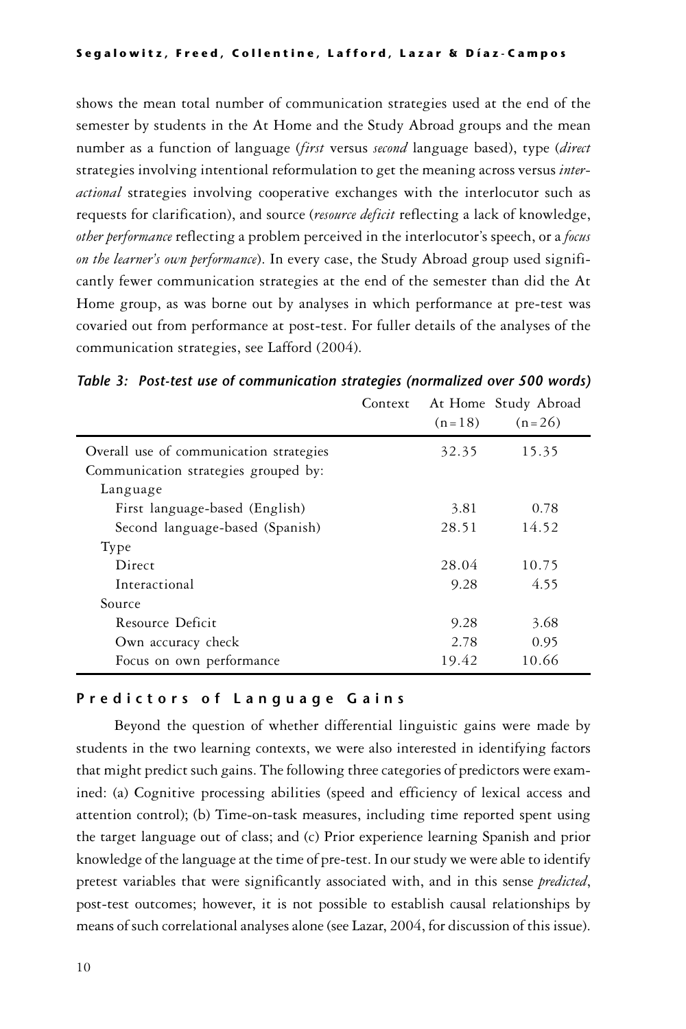shows the mean total number of communication strategies used at the end of the semester by students in the At Home and the Study Abroad groups and the mean number as a function of language (*first* versus *second* language based), type (*direct* strategies involving intentional reformulation to get the meaning across versus *interactional* strategies involving cooperative exchanges with the interlocutor such as requests for clarification), and source (*resource deficit* reflecting a lack of knowledge, *other performance* reflecting a problem perceived in the interlocutor's speech, or a *focus on the learner's own performance*). In every case, the Study Abroad group used significantly fewer communication strategies at the end of the semester than did the At Home group, as was borne out by analyses in which performance at pre-test was covaried out from performance at post-test. For fuller details of the analyses of the communication strategies, see Lafford (2004).

*Table 3: Post-test use of communication strategies (normalized over 500 words)*

| Context | At Home (n=18) | Study Abroad (n=26) |
|---|---|---|
| Overall use of communication strategies | 32.35 | 15.35 |
| Communication strategies grouped by: | | |
| Language | | |
| First language-based (English) | 3.81 | 0.78 |
| Second language-based (Spanish) | 28.51 | 14.52 |
| Type | | |
| Direct | 28.04 | 10.75 |
| Interactional | 9.28 | 4.55 |
| Source | | |
| Resource Deficit | 9.28 | 3.68 |
| Own accuracy check | 2.78 | 0.95 |
| Focus on own performance | 19.42 | 10.66 |

## Predictors of Language Gains

Beyond the question of whether differential linguistic gains were made by students in the two learning contexts, we were also interested in identifying factors that might predict such gains. The following three categories of predictors were examined: (a) Cognitive processing abilities (speed and efficiency of lexical access and attention control); (b) Time-on-task measures, including time reported spent using the target language out of class; and (c) Prior experience learning Spanish and prior knowledge of the language at the time of pre-test. In our study we were able to identify pretest variables that were significantly associated with, and in this sense *predicted*, post-test outcomes; however, it is not possible to establish causal relationships by means of such correlational analyses alone (see Lazar, 2004, for discussion of this issue).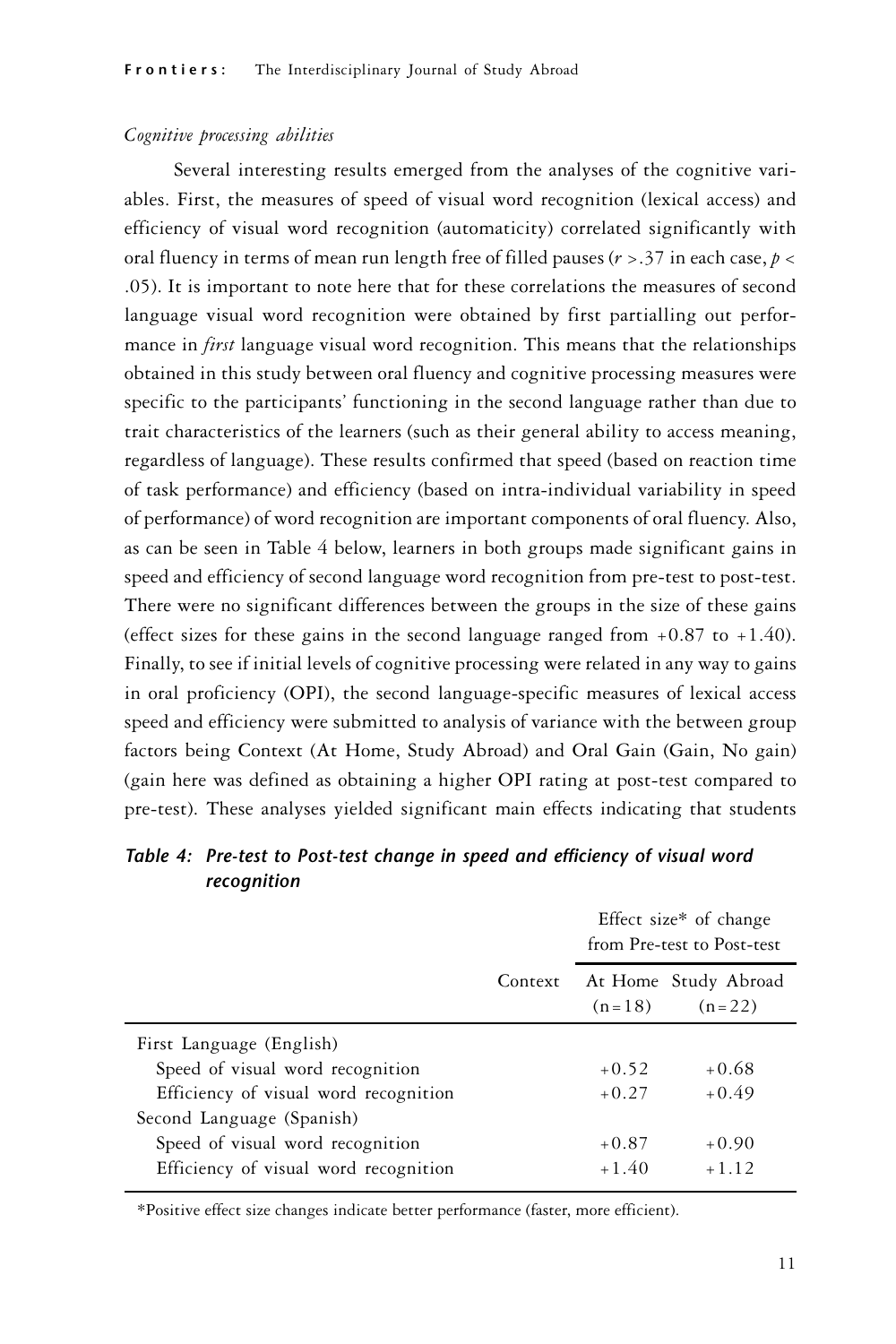*Cognitive processing abilities*

Several interesting results emerged from the analyses of the cognitive variables. First, the measures of speed of visual word recognition (lexical access) and efficiency of visual word recognition (automaticity) correlated significantly with oral fluency in terms of mean run length free of filled pauses ($r > .37$ in each case, $p < .05$). It is important to note here that for these correlations the measures of second language visual word recognition were obtained by first partialling out performance in *first* language visual word recognition. This means that the relationships obtained in this study between oral fluency and cognitive processing measures were specific to the participants' functioning in the second language rather than due to trait characteristics of the learners (such as their general ability to access meaning, regardless of language). These results confirmed that speed (based on reaction time of task performance) and efficiency (based on intra-individual variability in speed of performance) of word recognition are important components of oral fluency. Also, as can be seen in Table 4 below, learners in both groups made significant gains in speed and efficiency of second language word recognition from pre-test to post-test. There were no significant differences between the groups in the size of these gains (effect sizes for these gains in the second language ranged from +0.87 to +1.40). Finally, to see if initial levels of cognitive processing were related in any way to gains in oral proficiency (OPI), the second language-specific measures of lexical access speed and efficiency were submitted to analysis of variance with the between group factors being Context (At Home, Study Abroad) and Oral Gain (Gain, No gain) (gain here was defined as obtaining a higher OPI rating at post-test compared to pre-test). These analyses yielded significant main effects indicating that students

***Table 4: Pre-test to Post-test change in speed and efficiency of visual word recognition***

| | Effect size* of change from Pre-test to Post-test | |
|---|---|---|
| Context | At Home (n=18) | Study Abroad (n=22) |
| First Language (English) | | |
| Speed of visual word recognition | +0.52 | +0.68 |
| Efficiency of visual word recognition | +0.27 | +0.49 |
| Second Language (Spanish) | | |
| Speed of visual word recognition | +0.87 | +0.90 |
| Efficiency of visual word recognition | +1.40 | +1.12 |

*Positive effect size changes indicate better performance (faster, more efficient).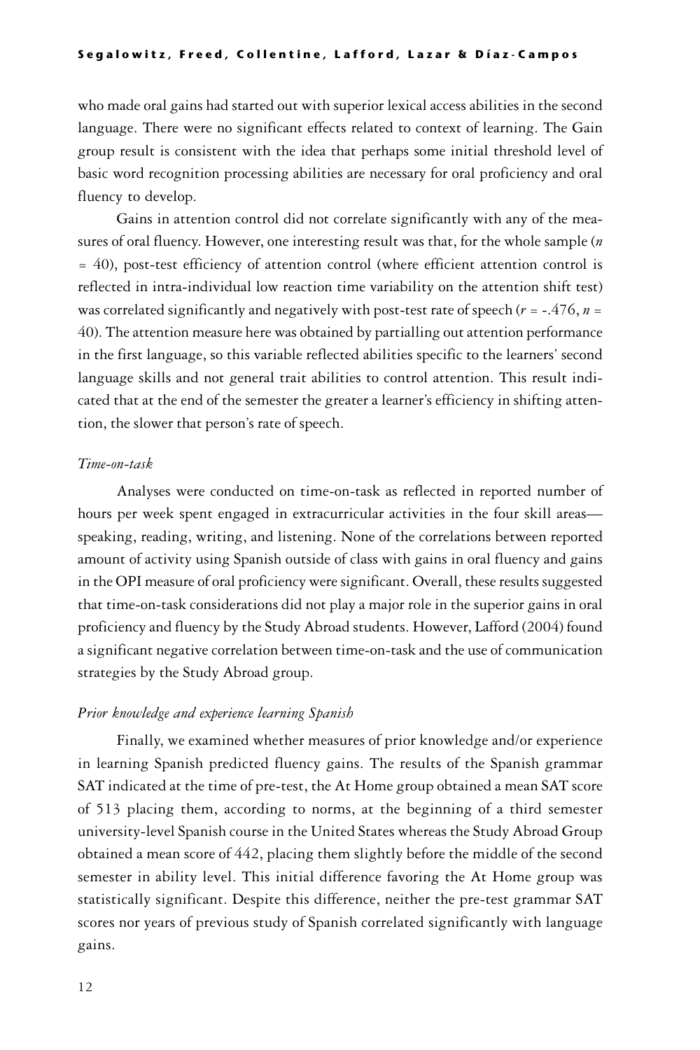who made oral gains had started out with superior lexical access abilities in the second language. There were no significant effects related to context of learning. The Gain group result is consistent with the idea that perhaps some initial threshold level of basic word recognition processing abilities are necessary for oral proficiency and oral fluency to develop.

Gains in attention control did not correlate significantly with any of the measures of oral fluency. However, one interesting result was that, for the whole sample ($n = 40$), post-test efficiency of attention control (where efficient attention control is reflected in intra-individual low reaction time variability on the attention shift test) was correlated significantly and negatively with post-test rate of speech ($r = -.476$, $n = 40$). The attention measure here was obtained by partialling out attention performance in the first language, so this variable reflected abilities specific to the learners' second language skills and not general trait abilities to control attention. This result indicated that at the end of the semester the greater a learner's efficiency in shifting attention, the slower that person's rate of speech.

*Time-on-task*

Analyses were conducted on time-on-task as reflected in reported number of hours per week spent engaged in extracurricular activities in the four skill areas—speaking, reading, writing, and listening. None of the correlations between reported amount of activity using Spanish outside of class with gains in oral fluency and gains in the OPI measure of oral proficiency were significant. Overall, these results suggested that time-on-task considerations did not play a major role in the superior gains in oral proficiency and fluency by the Study Abroad students. However, Lafford (2004) found a significant negative correlation between time-on-task and the use of communication strategies by the Study Abroad group.

*Prior knowledge and experience learning Spanish*

Finally, we examined whether measures of prior knowledge and/or experience in learning Spanish predicted fluency gains. The results of the Spanish grammar SAT indicated at the time of pre-test, the At Home group obtained a mean SAT score of 513 placing them, according to norms, at the beginning of a third semester university-level Spanish course in the United States whereas the Study Abroad Group obtained a mean score of 442, placing them slightly before the middle of the second semester in ability level. This initial difference favoring the At Home group was statistically significant. Despite this difference, neither the pre-test grammar SAT scores nor years of previous study of Spanish correlated significantly with language gains.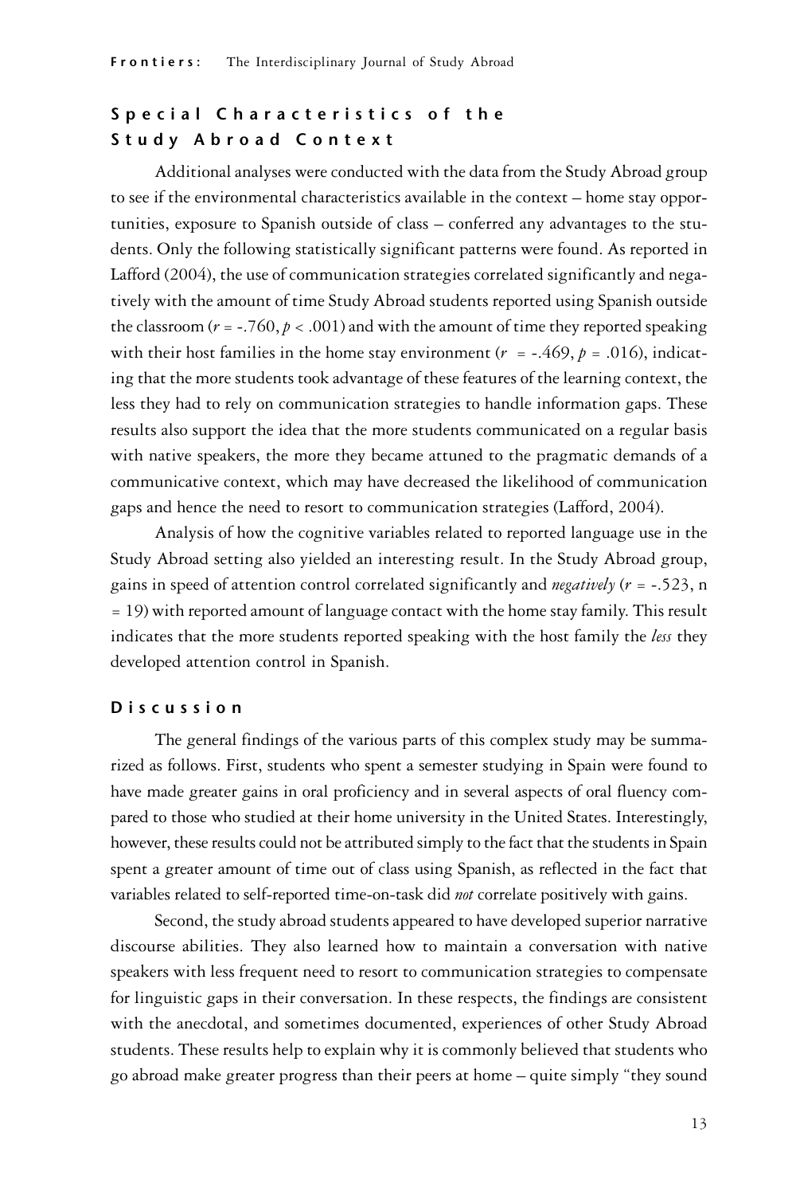## Special Characteristics of the Study Abroad Context

Additional analyses were conducted with the data from the Study Abroad group to see if the environmental characteristics available in the context – home stay opportunities, exposure to Spanish outside of class – conferred any advantages to the students. Only the following statistically significant patterns were found. As reported in Lafford (2004), the use of communication strategies correlated significantly and negatively with the amount of time Study Abroad students reported using Spanish outside the classroom ($r = -.760, p < .001$) and with the amount of time they reported speaking with their host families in the home stay environment ($r = -.469, p = .016$), indicating that the more students took advantage of these features of the learning context, the less they had to rely on communication strategies to handle information gaps. These results also support the idea that the more students communicated on a regular basis with native speakers, the more they became attuned to the pragmatic demands of a communicative context, which may have decreased the likelihood of communication gaps and hence the need to resort to communication strategies (Lafford, 2004).

Analysis of how the cognitive variables related to reported language use in the Study Abroad setting also yielded an interesting result. In the Study Abroad group, gains in speed of attention control correlated significantly and *negatively* ($r = -.523$, $n = 19$) with reported amount of language contact with the home stay family. This result indicates that the more students reported speaking with the host family the *less* they developed attention control in Spanish.

## Discussion

The general findings of the various parts of this complex study may be summarized as follows. First, students who spent a semester studying in Spain were found to have made greater gains in oral proficiency and in several aspects of oral fluency compared to those who studied at their home university in the United States. Interestingly, however, these results could not be attributed simply to the fact that the students in Spain spent a greater amount of time out of class using Spanish, as reflected in the fact that variables related to self-reported time-on-task did *not* correlate positively with gains.

Second, the study abroad students appeared to have developed superior narrative discourse abilities. They also learned how to maintain a conversation with native speakers with less frequent need to resort to communication strategies to compensate for linguistic gaps in their conversation. In these respects, the findings are consistent with the anecdotal, and sometimes documented, experiences of other Study Abroad students. These results help to explain why it is commonly believed that students who go abroad make greater progress than their peers at home – quite simply "they sound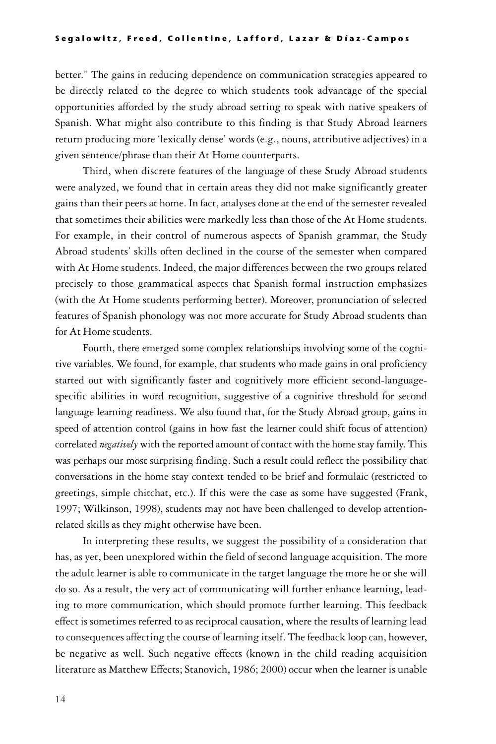better." The gains in reducing dependence on communication strategies appeared to be directly related to the degree to which students took advantage of the special opportunities afforded by the study abroad setting to speak with native speakers of Spanish. What might also contribute to this finding is that Study Abroad learners return producing more 'lexically dense' words (e.g., nouns, attributive adjectives) in a given sentence/phrase than their At Home counterparts.

Third, when discrete features of the language of these Study Abroad students were analyzed, we found that in certain areas they did not make significantly greater gains than their peers at home. In fact, analyses done at the end of the semester revealed that sometimes their abilities were markedly less than those of the At Home students. For example, in their control of numerous aspects of Spanish grammar, the Study Abroad students' skills often declined in the course of the semester when compared with At Home students. Indeed, the major differences between the two groups related precisely to those grammatical aspects that Spanish formal instruction emphasizes (with the At Home students performing better). Moreover, pronunciation of selected features of Spanish phonology was not more accurate for Study Abroad students than for At Home students.

Fourth, there emerged some complex relationships involving some of the cognitive variables. We found, for example, that students who made gains in oral proficiency started out with significantly faster and cognitively more efficient second-language-specific abilities in word recognition, suggestive of a cognitive threshold for second language learning readiness. We also found that, for the Study Abroad group, gains in speed of attention control (gains in how fast the learner could shift focus of attention) correlated *negatively* with the reported amount of contact with the home stay family. This was perhaps our most surprising finding. Such a result could reflect the possibility that conversations in the home stay context tended to be brief and formulaic (restricted to greetings, simple chitchat, etc.). If this were the case as some have suggested (Frank, 1997; Wilkinson, 1998), students may not have been challenged to develop attention-related skills as they might otherwise have been.

In interpreting these results, we suggest the possibility of a consideration that has, as yet, been unexplored within the field of second language acquisition. The more the adult learner is able to communicate in the target language the more he or she will do so. As a result, the very act of communicating will further enhance learning, leading to more communication, which should promote further learning. This feedback effect is sometimes referred to as reciprocal causation, where the results of learning lead to consequences affecting the course of learning itself. The feedback loop can, however, be negative as well. Such negative effects (known in the child reading acquisition literature as Matthew Effects; Stanovich, 1986; 2000) occur when the learner is unable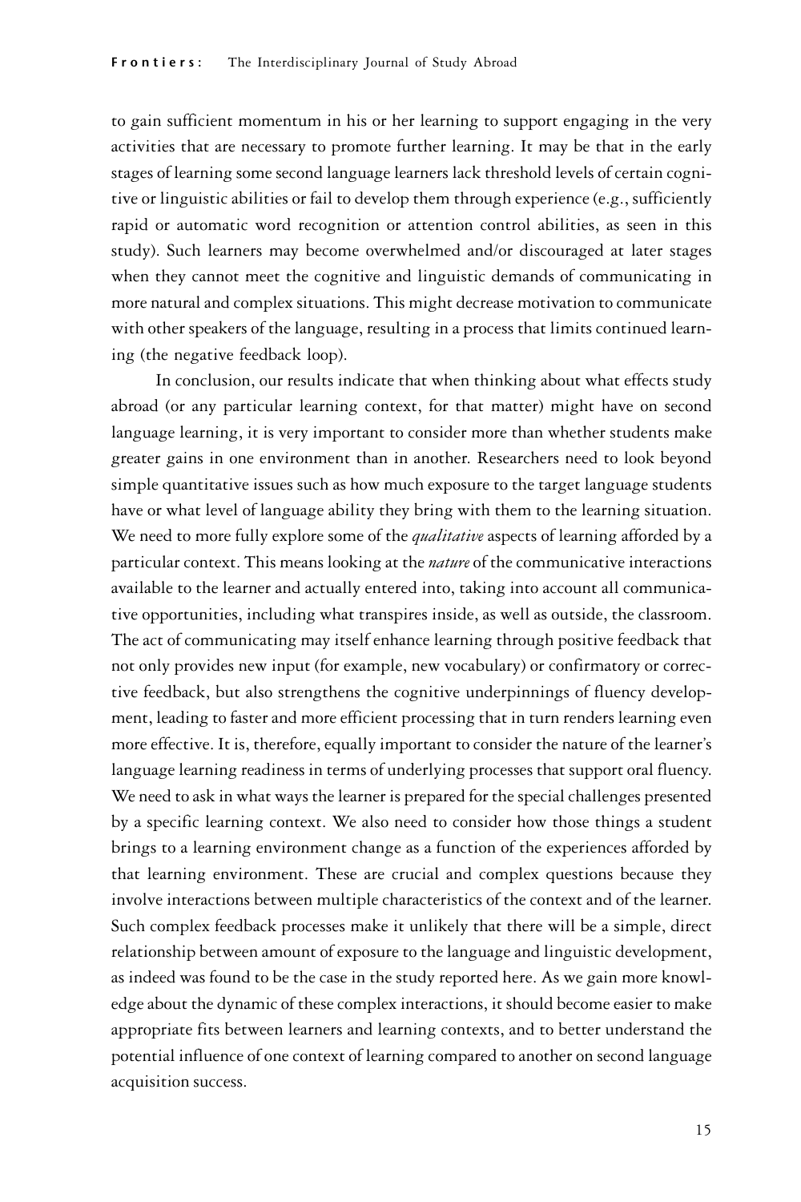to gain sufficient momentum in his or her learning to support engaging in the very activities that are necessary to promote further learning. It may be that in the early stages of learning some second language learners lack threshold levels of certain cognitive or linguistic abilities or fail to develop them through experience (e.g., sufficiently rapid or automatic word recognition or attention control abilities, as seen in this study). Such learners may become overwhelmed and/or discouraged at later stages when they cannot meet the cognitive and linguistic demands of communicating in more natural and complex situations. This might decrease motivation to communicate with other speakers of the language, resulting in a process that limits continued learning (the negative feedback loop).

In conclusion, our results indicate that when thinking about what effects study abroad (or any particular learning context, for that matter) might have on second language learning, it is very important to consider more than whether students make greater gains in one environment than in another. Researchers need to look beyond simple quantitative issues such as how much exposure to the target language students have or what level of language ability they bring with them to the learning situation. We need to more fully explore some of the *qualitative* aspects of learning afforded by a particular context. This means looking at the *nature* of the communicative interactions available to the learner and actually entered into, taking into account all communicative opportunities, including what transpires inside, as well as outside, the classroom. The act of communicating may itself enhance learning through positive feedback that not only provides new input (for example, new vocabulary) or confirmatory or corrective feedback, but also strengthens the cognitive underpinnings of fluency development, leading to faster and more efficient processing that in turn renders learning even more effective. It is, therefore, equally important to consider the nature of the learner's language learning readiness in terms of underlying processes that support oral fluency. We need to ask in what ways the learner is prepared for the special challenges presented by a specific learning context. We also need to consider how those things a student brings to a learning environment change as a function of the experiences afforded by that learning environment. These are crucial and complex questions because they involve interactions between multiple characteristics of the context and of the learner. Such complex feedback processes make it unlikely that there will be a simple, direct relationship between amount of exposure to the language and linguistic development, as indeed was found to be the case in the study reported here. As we gain more knowledge about the dynamic of these complex interactions, it should become easier to make appropriate fits between learners and learning contexts, and to better understand the potential influence of one context of learning compared to another on second language acquisition success.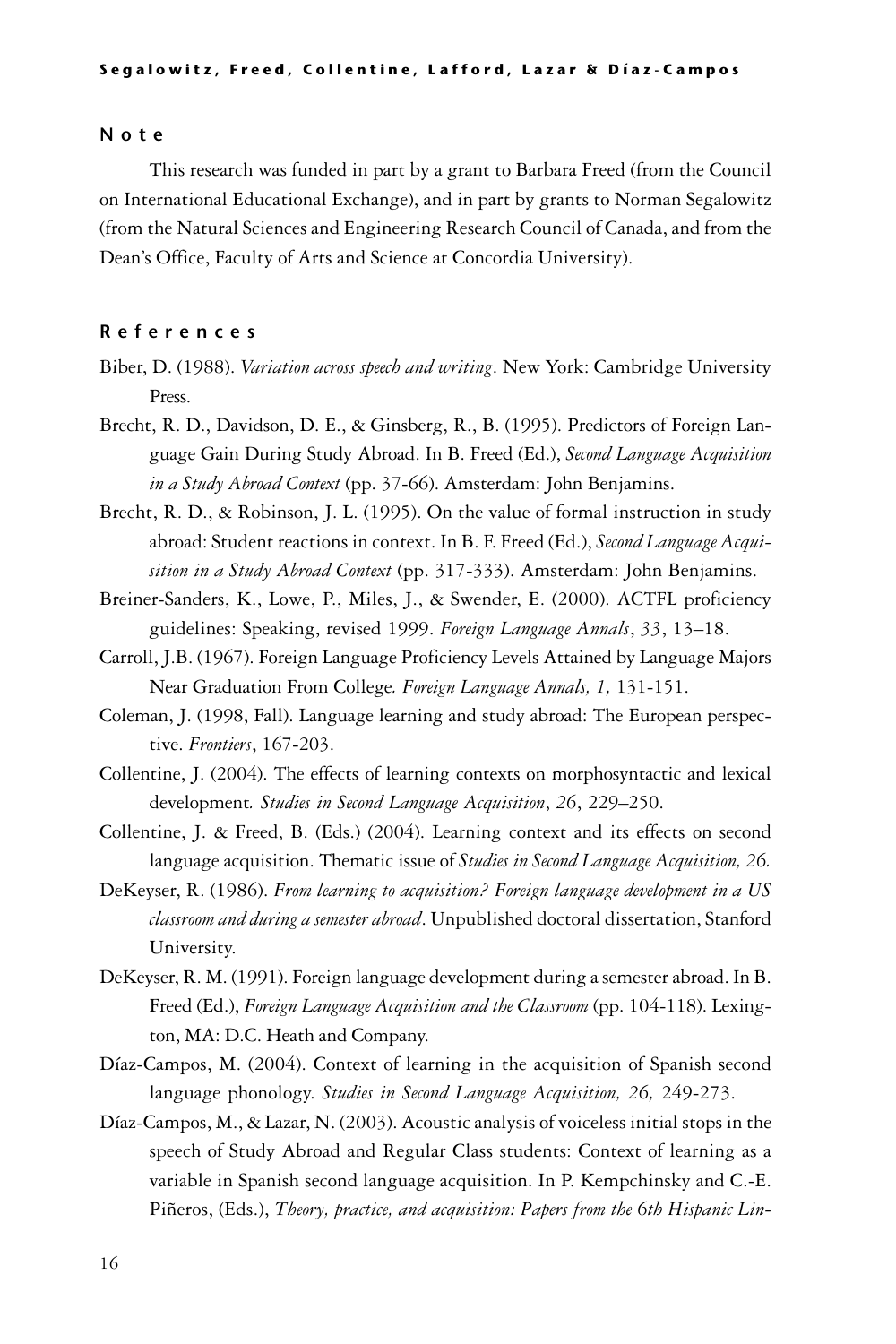## Note

This research was funded in part by a grant to Barbara Freed (from the Council on International Educational Exchange), and in part by grants to Norman Segalowitz (from the Natural Sciences and Engineering Research Council of Canada, and from the Dean's Office, Faculty of Arts and Science at Concordia University).

## References

Biber, D. (1988). *Variation across speech and writing*. New York: Cambridge University Press.

Brecht, R. D., Davidson, D. E., & Ginsberg, R., B. (1995). Predictors of Foreign Language Gain During Study Abroad. In B. Freed (Ed.), *Second Language Acquisition in a Study Abroad Context* (pp. 37-66). Amsterdam: John Benjamins.

Brecht, R. D., & Robinson, J. L. (1995). On the value of formal instruction in study abroad: Student reactions in context. In B. F. Freed (Ed.), *Second Language Acquisition in a Study Abroad Context* (pp. 317-333). Amsterdam: John Benjamins.

Breiner-Sanders, K., Lowe, P., Miles, J., & Swender, E. (2000). ACTFL proficiency guidelines: Speaking, revised 1999. *Foreign Language Annals*, *33*, 13–18.

Carroll, J.B. (1967). Foreign Language Proficiency Levels Attained by Language Majors Near Graduation From College*. Foreign Language Annals, 1,* 131-151.

Coleman, J. (1998, Fall). Language learning and study abroad: The European perspective. *Frontiers*, 167-203.

Collentine, J. (2004). The effects of learning contexts on morphosyntactic and lexical development*. Studies in Second Language Acquisition*, *26*, 229–250.

Collentine, J. & Freed, B. (Eds.) (2004). Learning context and its effects on second language acquisition. Thematic issue of *Studies in Second Language Acquisition, 26.*

DeKeyser, R. (1986). *From learning to acquisition? Foreign language development in a US classroom and during a semester abroad*. Unpublished doctoral dissertation, Stanford University.

DeKeyser, R. M. (1991). Foreign language development during a semester abroad. In B. Freed (Ed.), *Foreign Language Acquisition and the Classroom* (pp. 104-118). Lexington, MA: D.C. Heath and Company.

Díaz-Campos, M. (2004). Context of learning in the acquisition of Spanish second language phonology. *Studies in Second Language Acquisition, 26,* 249-273.

Díaz-Campos, M., & Lazar, N. (2003). Acoustic analysis of voiceless initial stops in the speech of Study Abroad and Regular Class students: Context of learning as a variable in Spanish second language acquisition. In P. Kempchinsky and C.-E. Piñeros, (Eds.), *Theory, practice, and acquisition: Papers from the 6th Hispanic Lin-*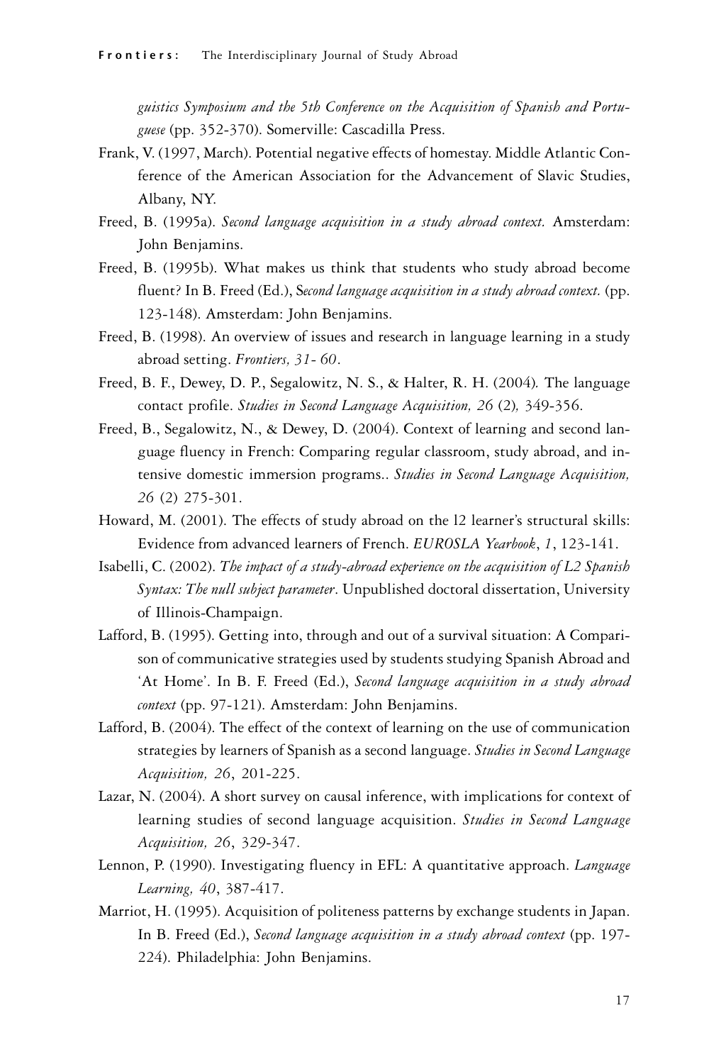*guistics Symposium and the 5th Conference on the Acquisition of Spanish and Portuguese* (pp. 352-370). Somerville: Cascadilla Press.

Frank, V. (1997, March). Potential negative effects of homestay. Middle Atlantic Conference of the American Association for the Advancement of Slavic Studies, Albany, NY.

Freed, B. (1995a). *Second language acquisition in a study abroad context.* Amsterdam: John Benjamins.

Freed, B. (1995b). What makes us think that students who study abroad become fluent? In B. Freed (Ed.), S*econd language acquisition in a study abroad context.* (pp. 123-148). Amsterdam: John Benjamins.

Freed, B. (1998). An overview of issues and research in language learning in a study abroad setting. *Frontiers, 31- 60*.

Freed, B. F., Dewey, D. P., Segalowitz, N. S., & Halter, R. H. (2004)*.* The language contact profile. *Studies in Second Language Acquisition, 26* (2)*,* 349-356.

Freed, B., Segalowitz, N., & Dewey, D. (2004). Context of learning and second language fluency in French: Comparing regular classroom, study abroad, and intensive domestic immersion programs.. *Studies in Second Language Acquisition, 26* (2) 275-301.

Howard, M. (2001). The effects of study abroad on the l2 learner's structural skills: Evidence from advanced learners of French. *EUROSLA Yearbook*, *1*, 123-141.

Isabelli, C. (2002). *The impact of a study-abroad experience on the acquisition of L2 Spanish Syntax: The null subject parameter*. Unpublished doctoral dissertation, University of Illinois-Champaign.

Lafford, B. (1995). Getting into, through and out of a survival situation: A Comparison of communicative strategies used by students studying Spanish Abroad and 'At Home'. In B. F. Freed (Ed.), *Second language acquisition in a study abroad context* (pp. 97-121). Amsterdam: John Benjamins.

Lafford, B. (2004). The effect of the context of learning on the use of communication strategies by learners of Spanish as a second language. *Studies in Second Language Acquisition, 26*, 201-225.

Lazar, N. (2004). A short survey on causal inference, with implications for context of learning studies of second language acquisition. *Studies in Second Language Acquisition, 26*, 329-347.

Lennon, P. (1990). Investigating fluency in EFL: A quantitative approach. *Language Learning, 40*, 387-417.

Marriot, H. (1995). Acquisition of politeness patterns by exchange students in Japan. In B. Freed (Ed.), *Second language acquisition in a study abroad context* (pp. 197-224). Philadelphia: John Benjamins.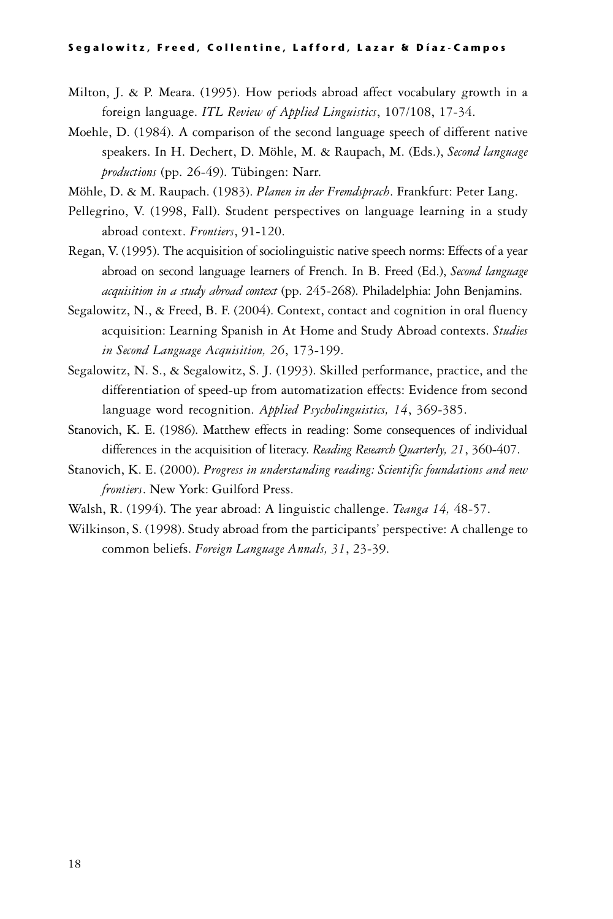Milton, J. & P. Meara. (1995). How periods abroad affect vocabulary growth in a foreign language. *ITL Review of Applied Linguistics*, 107/108, 17-34.

Moehle, D. (1984). A comparison of the second language speech of different native speakers. In H. Dechert, D. Möhle, M. & Raupach, M. (Eds.), *Second language productions* (pp. 26-49). Tübingen: Narr.

Möhle, D. & M. Raupach. (1983). *Planen in der Fremdsprach*. Frankfurt: Peter Lang.

Pellegrino, V. (1998, Fall). Student perspectives on language learning in a study abroad context. *Frontiers*, 91-120.

Regan, V. (1995). The acquisition of sociolinguistic native speech norms: Effects of a year abroad on second language learners of French. In B. Freed (Ed.), *Second language acquisition in a study abroad context* (pp. 245-268). Philadelphia: John Benjamins.

Segalowitz, N., & Freed, B. F. (2004). Context, contact and cognition in oral fluency acquisition: Learning Spanish in At Home and Study Abroad contexts. *Studies in Second Language Acquisition, 26*, 173-199.

Segalowitz, N. S., & Segalowitz, S. J. (1993). Skilled performance, practice, and the differentiation of speed-up from automatization effects: Evidence from second language word recognition. *Applied Psycholinguistics, 14*, 369-385.

Stanovich, K. E. (1986). Matthew effects in reading: Some consequences of individual differences in the acquisition of literacy. *Reading Research Quarterly, 21*, 360-407.

Stanovich, K. E. (2000). *Progress in understanding reading: Scientific foundations and new frontiers*. New York: Guilford Press.

Walsh, R. (1994). The year abroad: A linguistic challenge. *Teanga 14,* 48-57.

Wilkinson, S. (1998). Study abroad from the participants' perspective: A challenge to common beliefs. *Foreign Language Annals, 31*, 23-39.